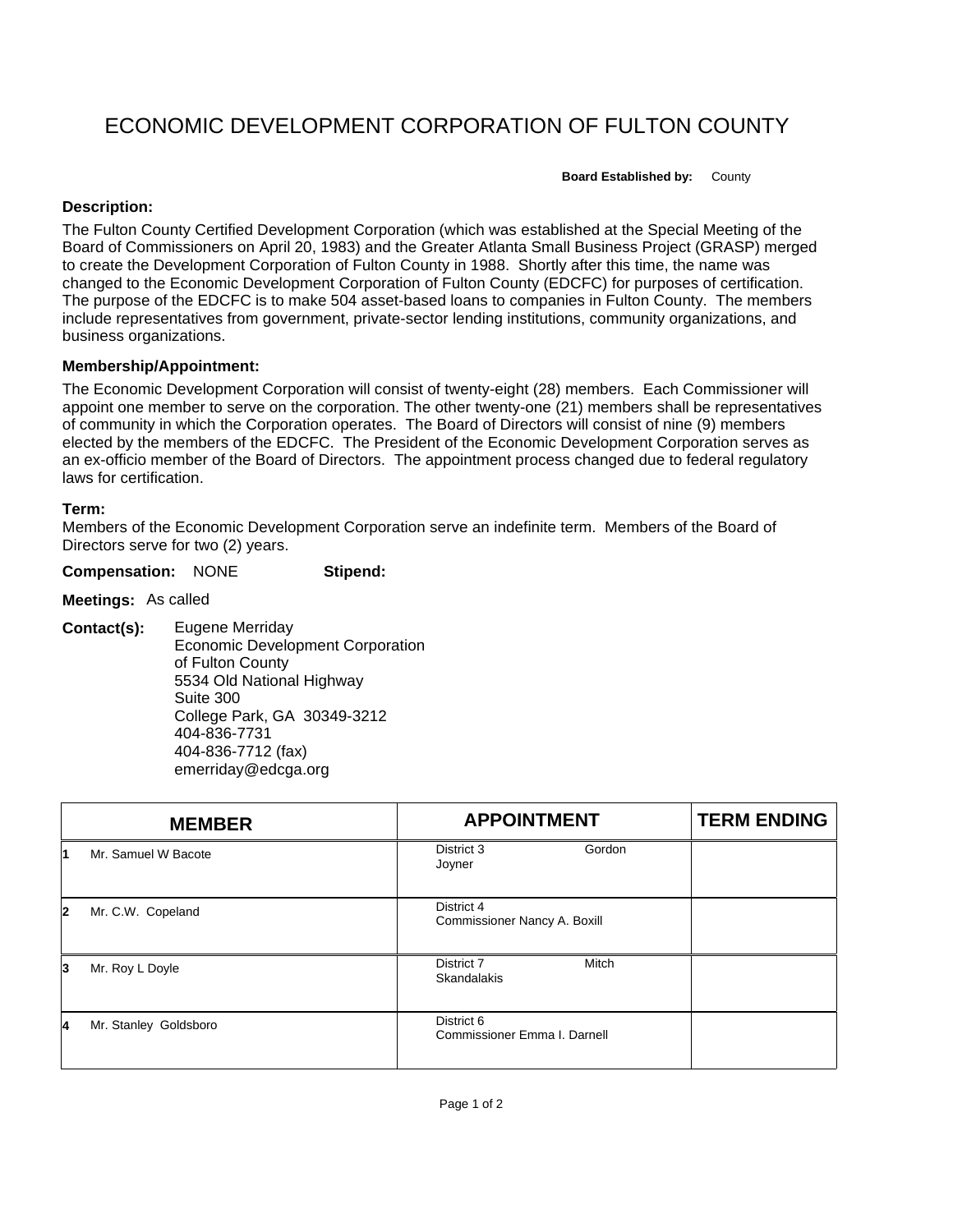# ECONOMIC DEVELOPMENT CORPORATION OF FULTON COUNTY

**Board Established by:** County

**Description:**

The Fulton County Certified Development Corporation (which was established at the Special Meeting of the Board of Commissioners on April 20, 1983) and the Greater Atlanta Small Business Project (GRASP) merged to create the Development Corporation of Fulton County in 1988. Shortly after this time, the name was changed to the Economic Development Corporation of Fulton County (EDCFC) for purposes of certification. The purpose of the EDCFC is to make 504 asset-based loans to companies in Fulton County. The members include representatives from government, private-sector lending institutions, community organizations, and business organizations.

**Membership/Appointment:**

The Economic Development Corporation will consist of twenty-eight (28) members. Each Commissioner will appoint one member to serve on the corporation. The other twenty-one (21) members shall be representatives of community in which the Corporation operates. The Board of Directors will consist of nine (9) members elected by the members of the EDCFC. The President of the Economic Development Corporation serves as an ex-officio member of the Board of Directors. The appointment process changed due to federal regulatory laws for certification.

**Term:**

Members of the Economic Development Corporation serve an indefinite term. Members of the Board of Directors serve for two (2) years.

**Compensation:** NONE **Stipend:**

**Meetings:** As called

**Contact(s):**
Eugene Merriday
Economic Development Corporation of Fulton County
5534 Old National Highway
Suite 300
College Park, GA 30349-3212
404-836-7731
404-836-7712 (fax)
emerriday@edcga.org

| | MEMBER | APPOINTMENT | TERM ENDING |
|---|---|---|---|
| 1 | Mr. Samuel W Bacote | District 3 Gordon Joyner | |
| 2 | Mr. C.W. Copeland | District 4 Commissioner Nancy A. Boxill | |
| 3 | Mr. Roy L Doyle | District 7 Mitch Skandalakis | |
| 4 | Mr. Stanley Goldsboro | District 6 Commissioner Emma I. Darnell | |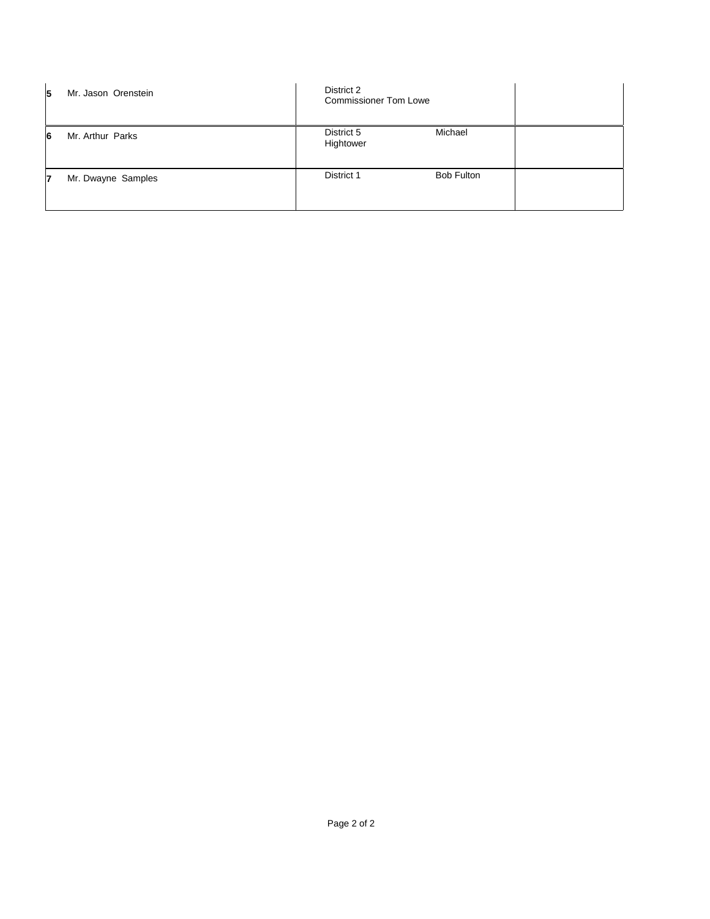| | | | |
|---|---|---|---|
| **5** | Mr. Jason Orenstein | District 2 Commissioner Tom Lowe | |
| **6** | Mr. Arthur Parks | District 5 Michael Hightower | |
| **7** | Mr. Dwayne Samples | District 1 Bob Fulton | |